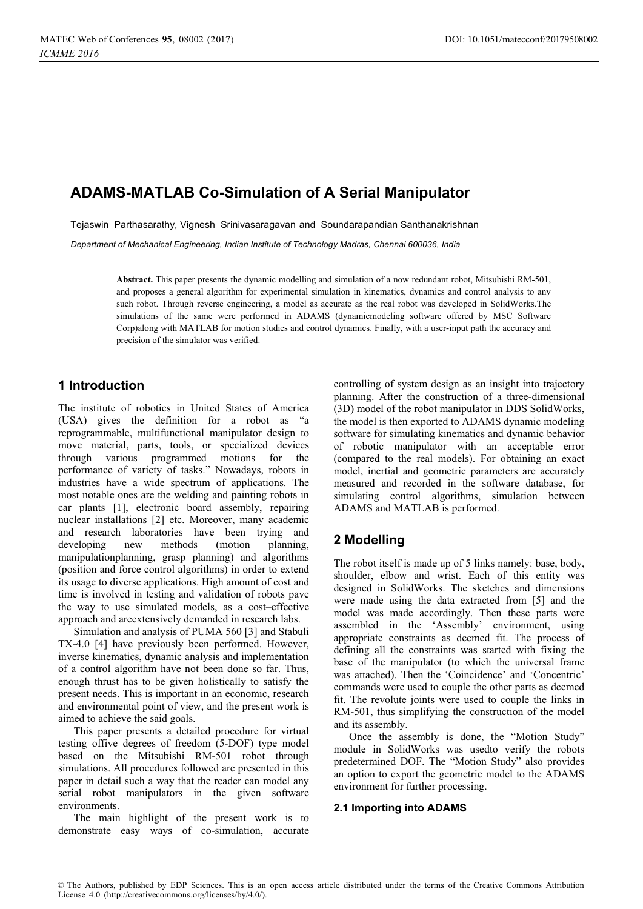# ADAMS-MATLAB Co-Simulation of A Serial Manipulator

Tejaswin Parthasarathy, Vignesh Srinivasaragavan and Soundarapandian Santhanakrishnan

*Department of Mechanical Engineering, Indian Institute of Technology Madras, Chennai 600036, India*

**Abstract.** This paper presents the dynamic modelling and simulation of a now redundant robot, Mitsubishi RM-501, and proposes a general algorithm for experimental simulation in kinematics, dynamics and control analysis to any such robot. Through reverse engineering, a model as accurate as the real robot was developed in SolidWorks.The simulations of the same were performed in ADAMS (dynamicmodeling software offered by MSC Software Corp)along with MATLAB for motion studies and control dynamics. Finally, with a user-input path the accuracy and precision of the simulator was verified.

## 1 Introduction

The institute of robotics in United States of America (USA) gives the definition for a robot as "a reprogrammable, multifunctional manipulator design to move material, parts, tools, or specialized devices through various programmed motions for the performance of variety of tasks." Nowadays, robots in industries have a wide spectrum of applications. The most notable ones are the welding and painting robots in car plants [1], electronic board assembly, repairing nuclear installations [2] etc. Moreover, many academic and research laboratories have been trying and developing new methods (motion planning, manipulationplanning, grasp planning) and algorithms (position and force control algorithms) in order to extend its usage to diverse applications. High amount of cost and time is involved in testing and validation of robots pave the way to use simulated models, as a cost–effective approach and areextensively demanded in research labs.

Simulation and analysis of PUMA 560 [3] and Stabuli TX-4.0 [4] have previously been performed. However, inverse kinematics, dynamic analysis and implementation of a control algorithm have not been done so far. Thus, enough thrust has to be given holistically to satisfy the present needs. This is important in an economic, research and environmental point of view, and the present work is aimed to achieve the said goals.

This paper presents a detailed procedure for virtual testing offive degrees of freedom (5-DOF) type model based on the Mitsubishi RM-501 robot through simulations. All procedures followed are presented in this paper in detail such a way that the reader can model any serial robot manipulators in the given software environments.

The main highlight of the present work is to demonstrate easy ways of co-simulation, accurate controlling of system design as an insight into trajectory planning. After the construction of a three-dimensional (3D) model of the robot manipulator in DDS SolidWorks, the model is then exported to ADAMS dynamic modeling software for simulating kinematics and dynamic behavior of robotic manipulator with an acceptable error (compared to the real models). For obtaining an exact model, inertial and geometric parameters are accurately measured and recorded in the software database, for simulating control algorithms, simulation between ADAMS and MATLAB is performed.

## 2 Modelling

The robot itself is made up of 5 links namely: base, body, shoulder, elbow and wrist. Each of this entity was designed in SolidWorks. The sketches and dimensions were made using the data extracted from [5] and the model was made accordingly. Then these parts were assembled in the 'Assembly' environment, using appropriate constraints as deemed fit. The process of defining all the constraints was started with fixing the base of the manipulator (to which the universal frame was attached). Then the 'Coincidence' and 'Concentric' commands were used to couple the other parts as deemed fit. The revolute joints were used to couple the links in RM-501, thus simplifying the construction of the model and its assembly.

Once the assembly is done, the "Motion Study" module in SolidWorks was usedto verify the robots predetermined DOF. The "Motion Study" also provides an option to export the geometric model to the ADAMS environment for further processing.

### 2.1 Importing into ADAMS

© The Authors, published by EDP Sciences. This is an open access article distributed under the terms of the Creative Commons Attribution License 4.0 (http://creativecommons.org/licenses/by/4.0/).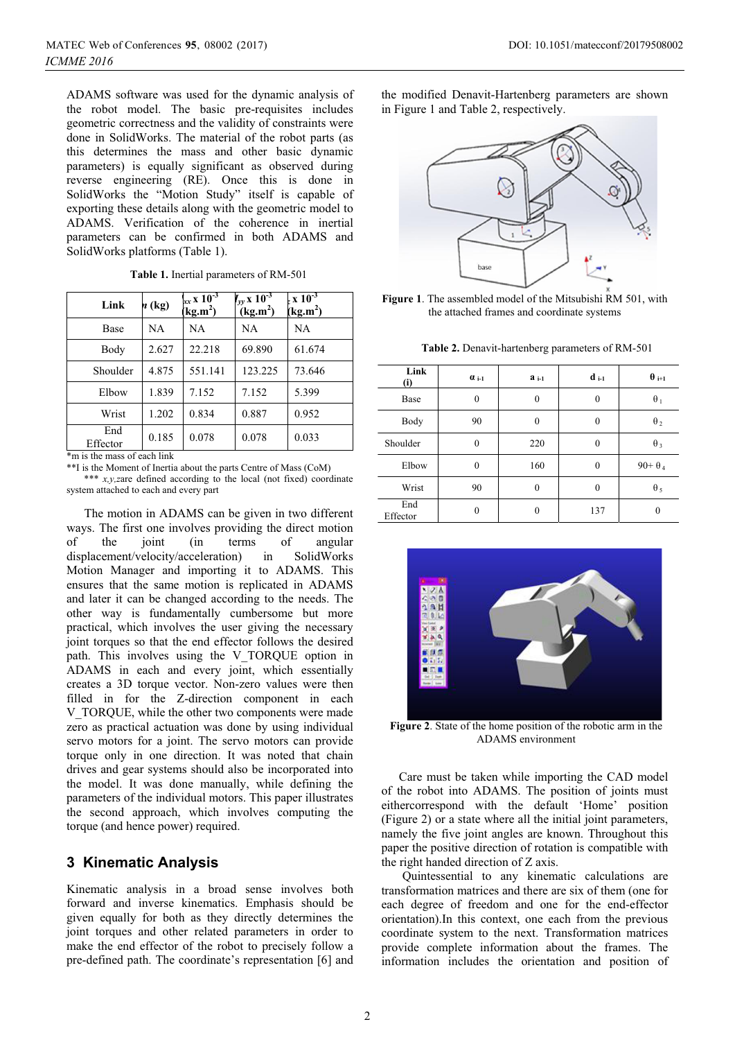ADAMS software was used for the dynamic analysis of the robot model. The basic pre-requisites includes geometric correctness and the validity of constraints were done in SolidWorks. The material of the robot parts (as this determines the mass and other basic dynamic parameters) is equally significant as observed during reverse engineering (RE). Once this is done in SolidWorks the "Motion Study" itself is capable of exporting these details along with the geometric model to ADAMS. Verification of the coherence in inertial parameters can be confirmed in both ADAMS and SolidWorks platforms (Table 1).

**Table 1.** Inertial parameters of RM-501

| Link | m (kg) | $I_{xx}$ x $10^{-3}$ (kg.m$^2$) | $I_{yy}$ x $10^{-3}$ (kg.m$^2$) | $I_{zz}$ x $10^{-3}$ (kg.m$^2$) |
|---|---|---|---|---|
| Base | NA | NA | NA | NA |
| Body | 2.627 | 22.218 | 69.890 | 61.674 |
| Shoulder | 4.875 | 551.141 | 123.225 | 73.646 |
| Elbow | 1.839 | 7.152 | 7.152 | 5.399 |
| Wrist | 1.202 | 0.834 | 0.887 | 0.952 |
| End Effector | 0.185 | 0.078 | 0.078 | 0.033 |

*m is the mass of each link

**I is the Moment of Inertia about the parts Centre of Mass (CoM)

*** *x,y,z*are defined according to the local (not fixed) coordinate system attached to each and every part

The motion in ADAMS can be given in two different ways. The first one involves providing the direct motion of the joint (in terms of angular displacement/velocity/acceleration) in SolidWorks Motion Manager and importing it to ADAMS. This ensures that the same motion is replicated in ADAMS and later it can be changed according to the needs. The other way is fundamentally cumbersome but more practical, which involves the user giving the necessary joint torques so that the end effector follows the desired path. This involves using the V_TORQUE option in ADAMS in each and every joint, which essentially creates a 3D torque vector. Non-zero values were then filled in for the Z-direction component in each V_TORQUE, while the other two components were made zero as practical actuation was done by using individual servo motors for a joint. The servo motors can provide torque only in one direction. It was noted that chain drives and gear systems should also be incorporated into the model. It was done manually, while defining the parameters of the individual motors. This paper illustrates the second approach, which involves computing the torque (and hence power) required.

## 3 Kinematic Analysis

Kinematic analysis in a broad sense involves both forward and inverse kinematics. Emphasis should be given equally for both as they directly determines the joint torques and other related parameters in order to make the end effector of the robot to precisely follow a pre-defined path. The coordinate's representation [6] and the modified Denavit-Hartenberg parameters are shown in Figure 1 and Table 2, respectively.

**Figure 1**. The assembled model of the Mitsubishi RM 501, with the attached frames and coordinate systems

**Table 2.** Denavit-hartenberg parameters of RM-501

| Link (i) | $\alpha_{i-1}$ | $a_{i-1}$ | $d_{i-1}$ | $\theta_{i+1}$ |
|---|---|---|---|---|
| Base | 0 | 0 | 0 | $\theta_1$ |
| Body | 90 | 0 | 0 | $\theta_2$ |
| Shoulder | 0 | 220 | 0 | $\theta_3$ |
| Elbow | 0 | 160 | 0 | $90+\theta_4$ |
| Wrist | 90 | 0 | 0 | $\theta_5$ |
| End Effector | 0 | 0 | 137 | 0 |

**Figure 2**. State of the home position of the robotic arm in the ADAMS environment

Care must be taken while importing the CAD model of the robot into ADAMS. The position of joints must eithercorrespond with the default 'Home' position (Figure 2) or a state where all the initial joint parameters, namely the five joint angles are known. Throughout this paper the positive direction of rotation is compatible with the right handed direction of Z axis.

Quintessential to any kinematic calculations are transformation matrices and there are six of them (one for each degree of freedom and one for the end-effector orientation).In this context, one each from the previous coordinate system to the next. Transformation matrices provide complete information about the frames. The information includes the orientation and position of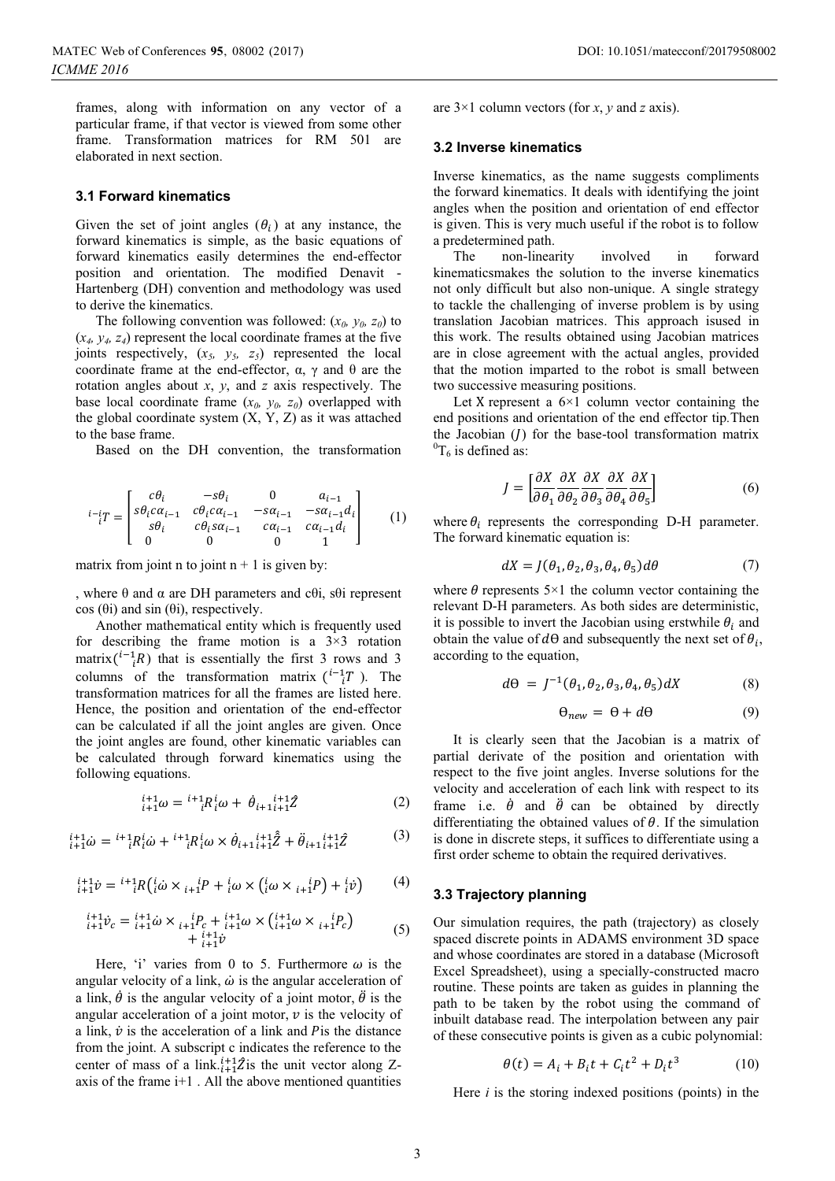frames, along with information on any vector of a particular frame, if that vector is viewed from some other frame. Transformation matrices for RM 501 are elaborated in next section.

### 3.1 Forward kinematics

Given the set of joint angles ($\theta_i$) at any instance, the forward kinematics is simple, as the basic equations of forward kinematics easily determines the end-effector position and orientation. The modified Denavit - Hartenberg (DH) convention and methodology was used to derive the kinematics.

The following convention was followed: ($x_0$, $y_0$, $z_0$) to ($x_4$, $y_4$, $z_4$) represent the local coordinate frames at the five joints respectively, ($x_5$, $y_5$, $z_5$) represented the local coordinate frame at the end-effector, α, γ and θ are the rotation angles about *x*, *y*, and *z* axis respectively. The base local coordinate frame ($x_0$, $y_0$, $z_0$) overlapped with the global coordinate system (X, Y, Z) as it was attached to the base frame.

Based on the DH convention, the transformation

$$ {}^{i-1}_{i}T = \begin{bmatrix} c\theta_i & -s\theta_i & 0 & a_{i-1} \\ s\theta_i c\alpha_{i-1} & c\theta_i c\alpha_{i-1} & -s\alpha_{i-1} & -s\alpha_{i-1} d_i \\ s\theta_i & c\theta_i s\alpha_{i-1} & c\alpha_{i-1} & c\alpha_{i-1} d_i \\ 0 & 0 & 0 & 1 \end{bmatrix} \tag{1} $$

matrix from joint n to joint n + 1 is given by:

, where θ and α are DH parameters and cθi, sθi represent cos (θi) and sin (θi), respectively.

Another mathematical entity which is frequently used for describing the frame motion is a 3×3 rotation matrix(${}^{i-1}_{i}R$) that is essentially the first 3 rows and 3 columns of the transformation matrix (${}^{i-1}_{i}T$ ). The transformation matrices for all the frames are listed here. Hence, the position and orientation of the end-effector can be calculated if all the joint angles are given. Once the joint angles are found, other kinematic variables can be calculated through forward kinematics using the following equations.

$$ {}^{i+1}_{i+1}\omega = {}^{i+1}_{i}R\, {}^{i}_{i}\omega + \dot{\theta}_{i+1}\, {}^{i+1}_{i+1}\hat{Z} \tag{2} $$

$$ {}^{i+1}_{i+1}\dot{\omega} = {}^{i+1}_{i}R\, {}^{i}_{i}\dot{\omega} + {}^{i+1}_{i}R\, {}^{i}_{i}\omega \times \dot{\theta}_{i+1}\, {}^{i+1}_{i+1}\hat{Z} + \ddot{\theta}_{i+1}\, {}^{i+1}_{i+1}\hat{Z} \tag{3} $$

$$ {}^{i+1}_{i+1}\dot{v} = {}^{i+1}_{i}R\left({}^{i}_{i}\dot{\omega} \times {}_{i+1}{}^{i}P + {}^{i}_{i}\omega \times \left({}^{i}_{i}\omega \times {}_{i+1}{}^{i}P\right) + {}^{i}_{i}\dot{v}\right) \tag{4} $$

$$ {}^{i+1}_{i+1}\dot{v}_c = {}^{i+1}_{i+1}\dot{\omega} \times {}_{i+1}{}^{i}P_c + {}^{i+1}_{i+1}\omega \times \left({}^{i+1}_{i+1}\omega \times {}_{i+1}{}^{i}P_c\right) + {}^{i+1}_{i+1}\dot{v} \tag{5} $$

Here, 'i' varies from 0 to 5. Furthermore $\omega$ is the angular velocity of a link, $\dot{\omega}$ is the angular acceleration of a link, $\dot{\theta}$ is the angular velocity of a joint motor, $\ddot{\theta}$ is the angular acceleration of a joint motor, $v$ is the velocity of a link, $\dot{v}$ is the acceleration of a link and $P$is the distance from the joint. A subscript c indicates the reference to the center of mass of a link.${}^{i+1}_{i+1}\hat{Z}$is the unit vector along Z-axis of the frame i+1 . All the above mentioned quantities are 3×1 column vectors (for *x*, *y* and *z* axis).

### 3.2 Inverse kinematics

Inverse kinematics, as the name suggests compliments the forward kinematics. It deals with identifying the joint angles when the position and orientation of end effector is given. This is very much useful if the robot is to follow a predetermined path.

The non-linearity involved in forward kinematicsmakes the solution to the inverse kinematics not only difficult but also non-unique. A single strategy to tackle the challenging of inverse problem is by using translation Jacobian matrices. This approach isused in this work. The results obtained using Jacobian matrices are in close agreement with the actual angles, provided that the motion imparted to the robot is small between two successive measuring positions.

Let X represent a 6×1 column vector containing the end positions and orientation of the end effector tip.Then the Jacobian ($J$) for the base-tool transformation matrix ${}^{0}T_6$ is defined as:

$$ J = \left[\frac{\partial X}{\partial \theta_1} \frac{\partial X}{\partial \theta_2} \frac{\partial X}{\partial \theta_3} \frac{\partial X}{\partial \theta_4} \frac{\partial X}{\partial \theta_5}\right] \tag{6} $$

where $\theta_i$ represents the corresponding D-H parameter. The forward kinematic equation is:

$$ dX = J(\theta_1, \theta_2, \theta_3, \theta_4, \theta_5)d\theta \tag{7} $$

where $\theta$ represents 5×1 the column vector containing the relevant D-H parameters. As both sides are deterministic, it is possible to invert the Jacobian using erstwhile $\theta_i$ and obtain the value of $d\Theta$ and subsequently the next set of $\theta_i$, according to the equation,

$$ d\Theta = J^{-1}(\theta_1, \theta_2, \theta_3, \theta_4, \theta_5)dX \tag{8} $$

$$ \Theta_{new} = \Theta + d\Theta \tag{9} $$

It is clearly seen that the Jacobian is a matrix of partial derivate of the position and orientation with respect to the five joint angles. Inverse solutions for the velocity and acceleration of each link with respect to its frame i.e. $\dot{\theta}$ and $\ddot{\theta}$ can be obtained by directly differentiating the obtained values of $\theta$. If the simulation is done in discrete steps, it suffices to differentiate using a first order scheme to obtain the required derivatives.

### 3.3 Trajectory planning

Our simulation requires, the path (trajectory) as closely spaced discrete points in ADAMS environment 3D space and whose coordinates are stored in a database (Microsoft Excel Spreadsheet), using a specially-constructed macro routine. These points are taken as guides in planning the path to be taken by the robot using the command of inbuilt database read. The interpolation between any pair of these consecutive points is given as a cubic polynomial:

$$ \theta(t) = A_i + B_i t + C_i t^2 + D_i t^3 \tag{10} $$

Here *i* is the storing indexed positions (points) in the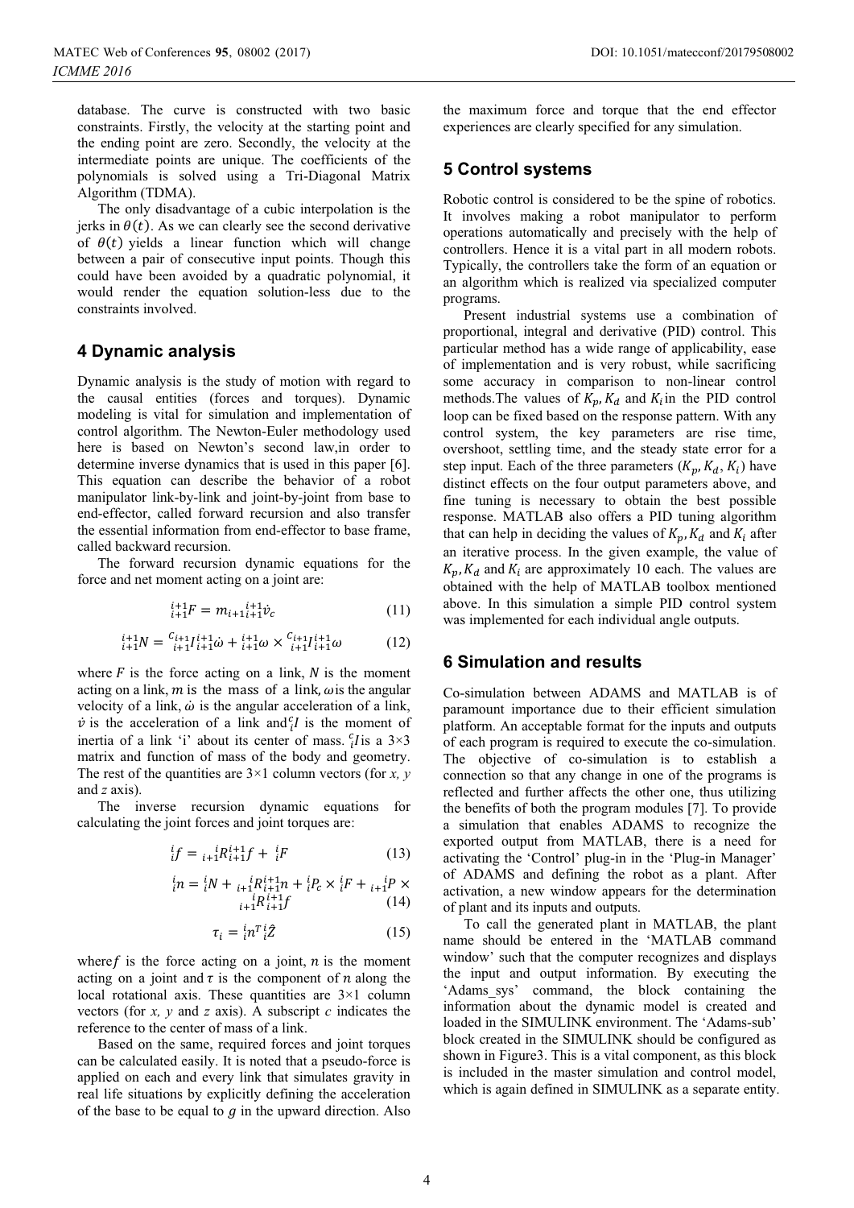database. The curve is constructed with two basic constraints. Firstly, the velocity at the starting point and the ending point are zero. Secondly, the velocity at the intermediate points are unique. The coefficients of the polynomials is solved using a Tri-Diagonal Matrix Algorithm (TDMA).

The only disadvantage of a cubic interpolation is the jerks in $\theta(t)$. As we can clearly see the second derivative of $\theta(t)$ yields a linear function which will change between a pair of consecutive input points. Though this could have been avoided by a quadratic polynomial, it would render the equation solution-less due to the constraints involved.

## 4 Dynamic analysis

Dynamic analysis is the study of motion with regard to the causal entities (forces and torques). Dynamic modeling is vital for simulation and implementation of control algorithm. The Newton-Euler methodology used here is based on Newton's second law,in order to determine inverse dynamics that is used in this paper [6]. This equation can describe the behavior of a robot manipulator link-by-link and joint-by-joint from base to end-effector, called forward recursion and also transfer the essential information from end-effector to base frame, called backward recursion.

The forward recursion dynamic equations for the force and net moment acting on a joint are:

$$ {}^{i+1}_{i+1}F = m_{i+1} {}^{i+1}_{i+1}\dot{v}_c \tag{11} $$

$$ {}^{i+1}_{i+1}N = {}^{C_{i+1}}_{i+1}I \, {}^{i+1}_{i+1}\dot{\omega} + {}^{i+1}_{i+1}\omega \times {}^{C_{i+1}}_{i+1}I \, {}^{i+1}_{i+1}\omega \tag{12} $$

where $F$ is the force acting on a link, $N$ is the moment acting on a link, $m$ is the mass of a link, $\omega$ is the angular velocity of a link, $\dot{\omega}$ is the angular acceleration of a link, $\dot{v}$ is the acceleration of a link and ${}^{c}_{i}I$ is the moment of inertia of a link 'i' about its center of mass. ${}^{c}_{i}I$ is a 3×3 matrix and function of mass of the body and geometry. The rest of the quantities are 3×1 column vectors (for *x, y* and *z* axis).

The inverse recursion dynamic equations for calculating the joint forces and joint torques are:

$$ {}^{i}_{i}f = {}_{i+1}^{i}R \, {}^{i+1}_{i+1}f + {}^{i}_{i}F \tag{13} $$

$$ {}^{i}_{i}n = {}^{i}_{i}N + {}_{i+1}^{i}R \, {}^{i+1}_{i+1}n + {}^{i}_{i}P_c \times {}^{i}_{i}F + {}_{i+1}^{i}P \times {}_{i+1}^{i}R \, {}^{i+1}_{i+1}f \tag{14} $$

$$ \tau_i = {}^{i}_{i}n^T \, {}^{i}_{i}\hat{Z} \tag{15} $$

where $f$ is the force acting on a joint, $n$ is the moment acting on a joint and $\tau$ is the component of $n$ along the local rotational axis. These quantities are 3×1 column vectors (for *x, y* and *z* axis). A subscript *c* indicates the reference to the center of mass of a link.

Based on the same, required forces and joint torques can be calculated easily. It is noted that a pseudo-force is applied on each and every link that simulates gravity in real life situations by explicitly defining the acceleration of the base to be equal to $g$ in the upward direction. Also the maximum force and torque that the end effector experiences are clearly specified for any simulation.

## 5 Control systems

Robotic control is considered to be the spine of robotics. It involves making a robot manipulator to perform operations automatically and precisely with the help of controllers. Hence it is a vital part in all modern robots. Typically, the controllers take the form of an equation or an algorithm which is realized via specialized computer programs.

Present industrial systems use a combination of proportional, integral and derivative (PID) control. This particular method has a wide range of applicability, ease of implementation and is very robust, while sacrificing some accuracy in comparison to non-linear control methods.The values of $K_p, K_d$ and $K_i$ in the PID control loop can be fixed based on the response pattern. With any control system, the key parameters are rise time, overshoot, settling time, and the steady state error for a step input. Each of the three parameters ($K_p, K_d, K_i$) have distinct effects on the four output parameters above, and fine tuning is necessary to obtain the best possible response. MATLAB also offers a PID tuning algorithm that can help in deciding the values of $K_p, K_d$ and $K_i$ after an iterative process. In the given example, the value of $K_p, K_d$ and $K_i$ are approximately 10 each. The values are obtained with the help of MATLAB toolbox mentioned above. In this simulation a simple PID control system was implemented for each individual angle outputs.

## 6 Simulation and results

Co-simulation between ADAMS and MATLAB is of paramount importance due to their efficient simulation platform. An acceptable format for the inputs and outputs of each program is required to execute the co-simulation. The objective of co-simulation is to establish a connection so that any change in one of the programs is reflected and further affects the other one, thus utilizing the benefits of both the program modules [7]. To provide a simulation that enables ADAMS to recognize the exported output from MATLAB, there is a need for activating the 'Control' plug-in in the 'Plug-in Manager' of ADAMS and defining the robot as a plant. After activation, a new window appears for the determination of plant and its inputs and outputs.

To call the generated plant in MATLAB, the plant name should be entered in the 'MATLAB command window' such that the computer recognizes and displays the input and output information. By executing the 'Adams_sys' command, the block containing the information about the dynamic model is created and loaded in the SIMULINK environment. The 'Adams-sub' block created in the SIMULINK should be configured as shown in Figure3. This is a vital component, as this block is included in the master simulation and control model, which is again defined in SIMULINK as a separate entity.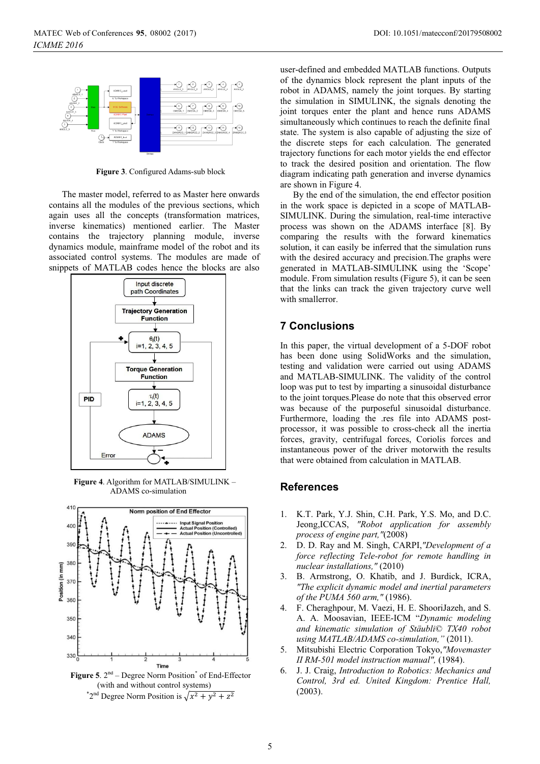Figure 3. Configured Adams-sub block

The master model, referred to as Master here onwards contains all the modules of the previous sections, which again uses all the concepts (transformation matrices, inverse kinematics) mentioned earlier. The Master contains the trajectory planning module, inverse dynamics module, mainframe model of the robot and its associated control systems. The modules are made of snippets of MATLAB codes hence the blocks are also

Input discrete path Coordinates

Trajectory Generation Function

$\theta_i(t)$ i=1, 2, 3, 4, 5

Torque Generation Function

$\tau_i(t)$ i=1, 2, 3, 4, 5

PID

ADAMS

Error

Figure 4. Algorithm for MATLAB/SIMULINK – ADAMS co-simulation

Norm position of End Effector

Input Signal Position
Actual Position (Controlled)
Actual Position (Uncontrolled)

Position (in mm)

Time

Figure 5. 2[nd] – Degree Norm Position* of End-Effector (with and without control systems)

*2[nd] Degree Norm Position is $\sqrt{x^2 + y^2 + z^2}$

user-defined and embedded MATLAB functions. Outputs of the dynamics block represent the plant inputs of the robot in ADAMS, namely the joint torques. By starting the simulation in SIMULINK, the signals denoting the joint torques enter the plant and hence runs ADAMS simultaneously which continues to reach the definite final state. The system is also capable of adjusting the size of the discrete steps for each calculation. The generated trajectory functions for each motor yields the end effector to track the desired position and orientation. The flow diagram indicating path generation and inverse dynamics are shown in Figure 4.

By the end of the simulation, the end effector position in the work space is depicted in a scope of MATLAB-SIMULINK. During the simulation, real-time interactive process was shown on the ADAMS interface [8]. By comparing the results with the forward kinematics solution, it can easily be inferred that the simulation runs with the desired accuracy and precision.The graphs were generated in MATLAB-SIMULINK using the 'Scope' module. From simulation results (Figure 5), it can be seen that the links can track the given trajectory curve well with smallerror.

## 7 Conclusions

In this paper, the virtual development of a 5-DOF robot has been done using SolidWorks and the simulation, testing and validation were carried out using ADAMS and MATLAB-SIMULINK. The validity of the control loop was put to test by imparting a sinusoidal disturbance to the joint torques.Please do note that this observed error was because of the purposeful sinusoidal disturbance. Furthermore, loading the .res file into ADAMS post-processor, it was possible to cross-check all the inertia forces, gravity, centrifugal forces, Coriolis forces and instantaneous power of the driver motorwith the results that were obtained from calculation in MATLAB.

## References

1. K.T. Park, Y.J. Shin, C.H. Park, Y.S. Mo, and D.C. Jeong,ICCAS, *"Robot application for assembly process of engine part,"*(2008)
2. D. D. Ray and M. Singh, CARPI,*"Development of a force reflecting Tele-robot for remote handling in nuclear installations,"* (2010)
3. B. Armstrong, O. Khatib, and J. Burdick, ICRA, *"The explicit dynamic model and inertial parameters of the PUMA 560 arm,"* (1986).
4. F. Cheraghpour, M. Vaezi, H. E. ShooriJazeh, and S. A. A. Moosavian, IEEE-ICM "*Dynamic modeling and kinematic simulation of Stäubli© TX40 robot using MATLAB/ADAMS co-simulation,"* (2011).
5. Mitsubishi Electric Corporation Tokyo,*"Movemaster II RM-501 model instruction manual",* (1984).
6. J. J. Craig, *Introduction to Robotics: Mechanics and Control, 3rd ed. United Kingdom: Prentice Hall,* (2003).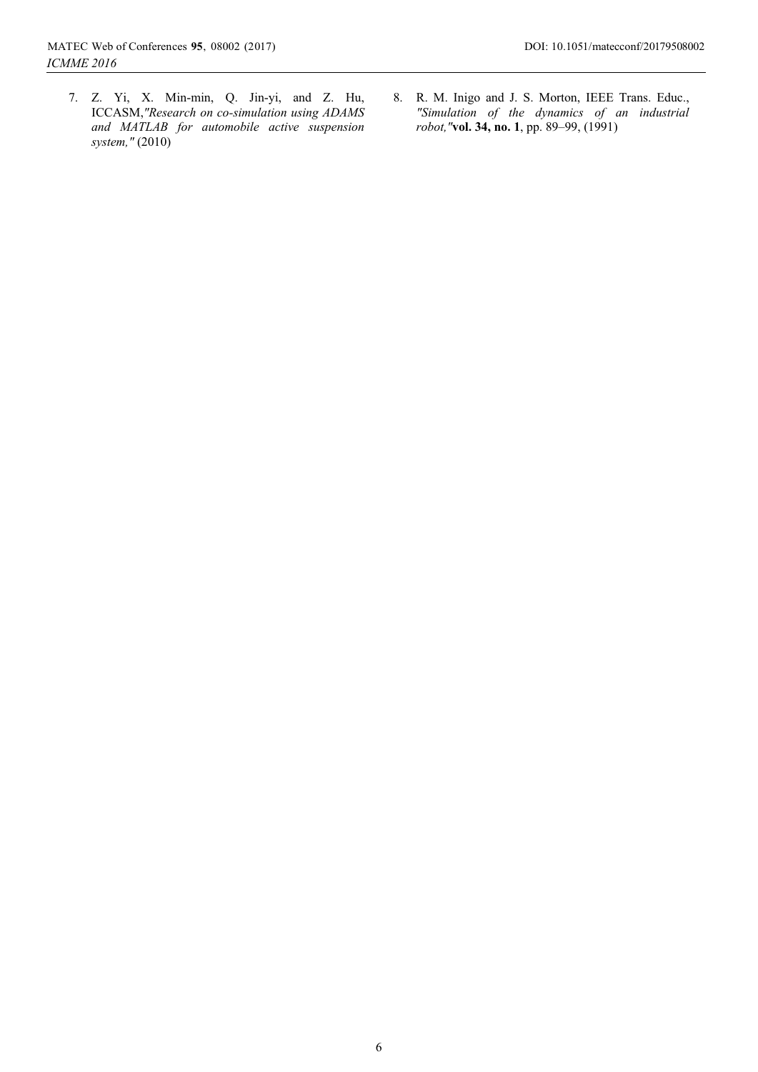7. Z. Yi, X. Min-min, Q. Jin-yi, and Z. Hu, ICCASM,*"Research on co-simulation using ADAMS and MATLAB for automobile active suspension system,"* (2010)
8. R. M. Inigo and J. S. Morton, IEEE Trans. Educ., *"Simulation of the dynamics of an industrial robot,"* **vol. 34, no. 1**, pp. 89–99, (1991)